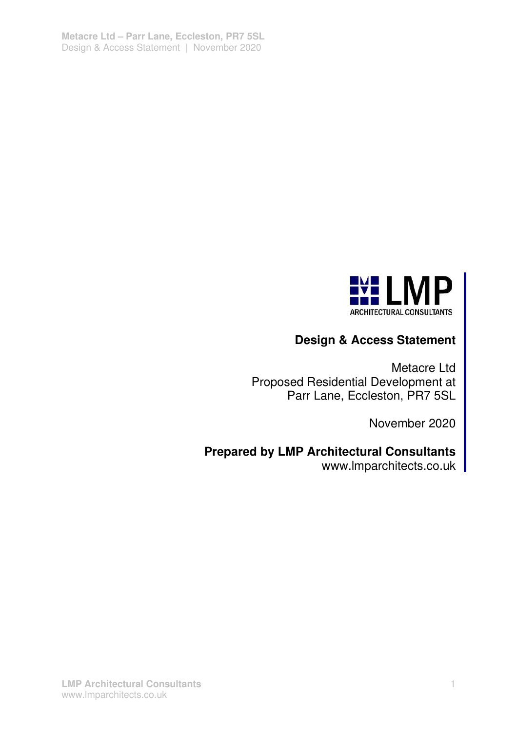LMP
ARCHITECTURAL CONSULTANTS

# Design & Access Statement

Metacre Ltd
Proposed Residential Development at
Parr Lane, Eccleston, PR7 5SL

November 2020

**Prepared by LMP Architectural Consultants**
www.lmparchitects.co.uk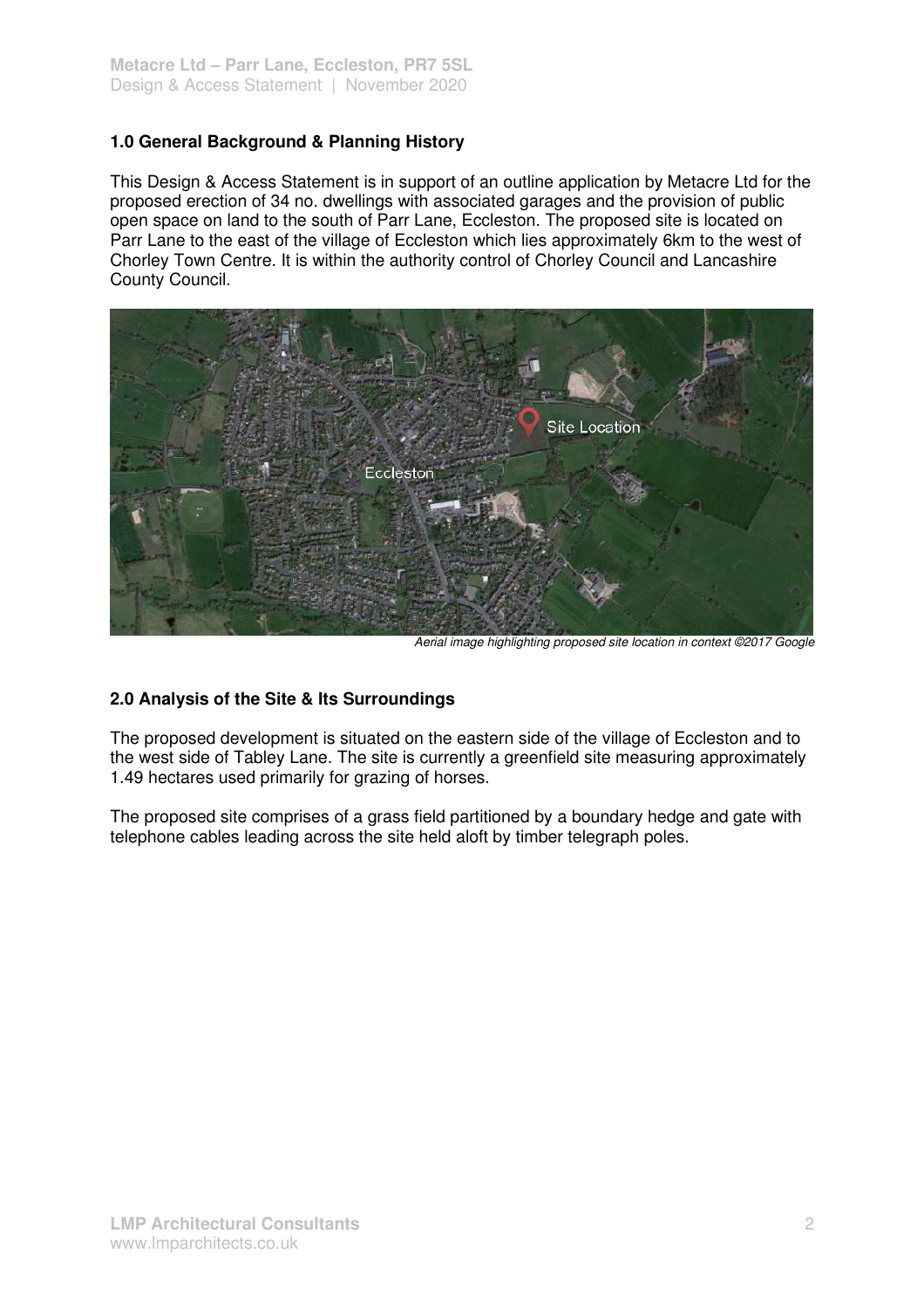## 1.0 General Background & Planning History

This Design & Access Statement is in support of an outline application by Metacre Ltd for the proposed erection of 34 no. dwellings with associated garages and the provision of public open space on land to the south of Parr Lane, Eccleston. The proposed site is located on Parr Lane to the east of the village of Eccleston which lies approximately 6km to the west of Chorley Town Centre. It is within the authority control of Chorley Council and Lancashire County Council.

*Aerial image highlighting proposed site location in context ©2017 Google*

## 2.0 Analysis of the Site & Its Surroundings

The proposed development is situated on the eastern side of the village of Eccleston and to the west side of Tabley Lane. The site is currently a greenfield site measuring approximately 1.49 hectares used primarily for grazing of horses.

The proposed site comprises of a grass field partitioned by a boundary hedge and gate with telephone cables leading across the site held aloft by timber telegraph poles.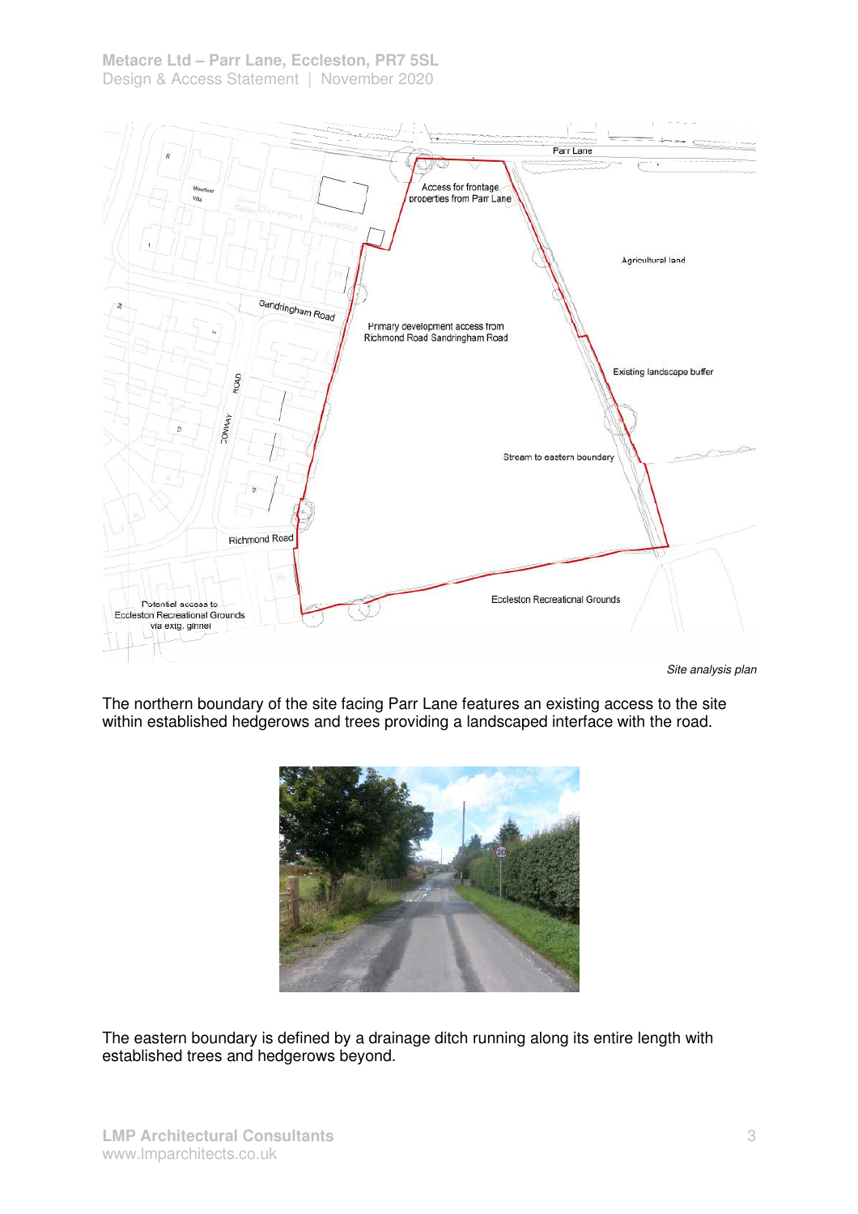*Site analysis plan*

The northern boundary of the site facing Parr Lane features an existing access to the site within established hedgerows and trees providing a landscaped interface with the road.

The eastern boundary is defined by a drainage ditch running along its entire length with established trees and hedgerows beyond.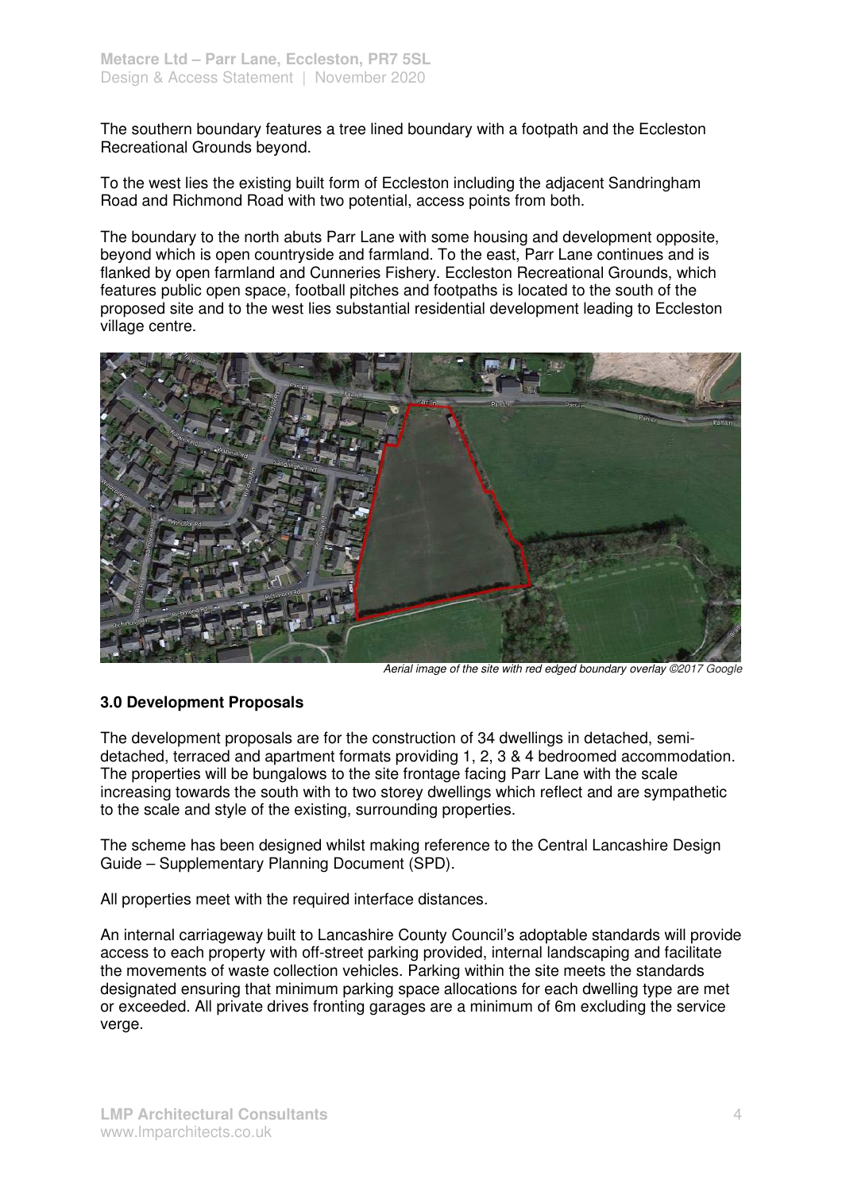The southern boundary features a tree lined boundary with a footpath and the Eccleston Recreational Grounds beyond.

To the west lies the existing built form of Eccleston including the adjacent Sandringham Road and Richmond Road with two potential, access points from both.

The boundary to the north abuts Parr Lane with some housing and development opposite, beyond which is open countryside and farmland. To the east, Parr Lane continues and is flanked by open farmland and Cunneries Fishery. Eccleston Recreational Grounds, which features public open space, football pitches and footpaths is located to the south of the proposed site and to the west lies substantial residential development leading to Eccleston village centre.

*Aerial image of the site with red edged boundary overlay ©2017 Google*

### 3.0 Development Proposals

The development proposals are for the construction of 34 dwellings in detached, semi-detached, terraced and apartment formats providing 1, 2, 3 & 4 bedroomed accommodation. The properties will be bungalows to the site frontage facing Parr Lane with the scale increasing towards the south with to two storey dwellings which reflect and are sympathetic to the scale and style of the existing, surrounding properties.

The scheme has been designed whilst making reference to the Central Lancashire Design Guide – Supplementary Planning Document (SPD).

All properties meet with the required interface distances.

An internal carriageway built to Lancashire County Council's adoptable standards will provide access to each property with off-street parking provided, internal landscaping and facilitate the movements of waste collection vehicles. Parking within the site meets the standards designated ensuring that minimum parking space allocations for each dwelling type are met or exceeded. All private drives fronting garages are a minimum of 6m excluding the service verge.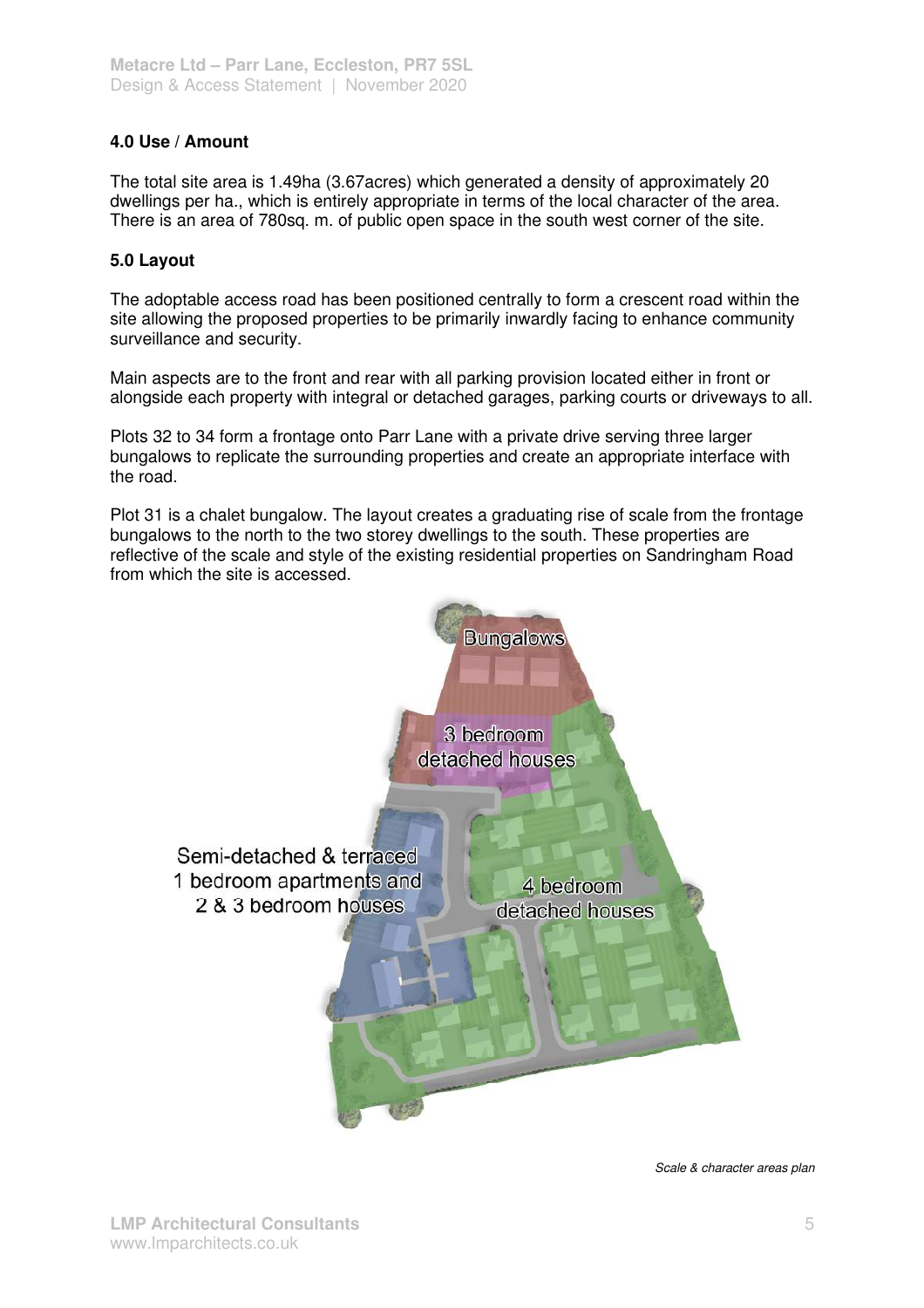## 4.0 Use / Amount

The total site area is 1.49ha (3.67acres) which generated a density of approximately 20 dwellings per ha., which is entirely appropriate in terms of the local character of the area. There is an area of 780sq. m. of public open space in the south west corner of the site.

## 5.0 Layout

The adoptable access road has been positioned centrally to form a crescent road within the site allowing the proposed properties to be primarily inwardly facing to enhance community surveillance and security.

Main aspects are to the front and rear with all parking provision located either in front or alongside each property with integral or detached garages, parking courts or driveways to all.

Plots 32 to 34 form a frontage onto Parr Lane with a private drive serving three larger bungalows to replicate the surrounding properties and create an appropriate interface with the road.

Plot 31 is a chalet bungalow. The layout creates a graduating rise of scale from the frontage bungalows to the north to the two storey dwellings to the south. These properties are reflective of the scale and style of the existing residential properties on Sandringham Road from which the site is accessed.

Bungalows

3 bedroom detached houses

Semi-detached & terraced 1 bedroom apartments and 2 & 3 bedroom houses

4 bedroom detached houses

*Scale & character areas plan*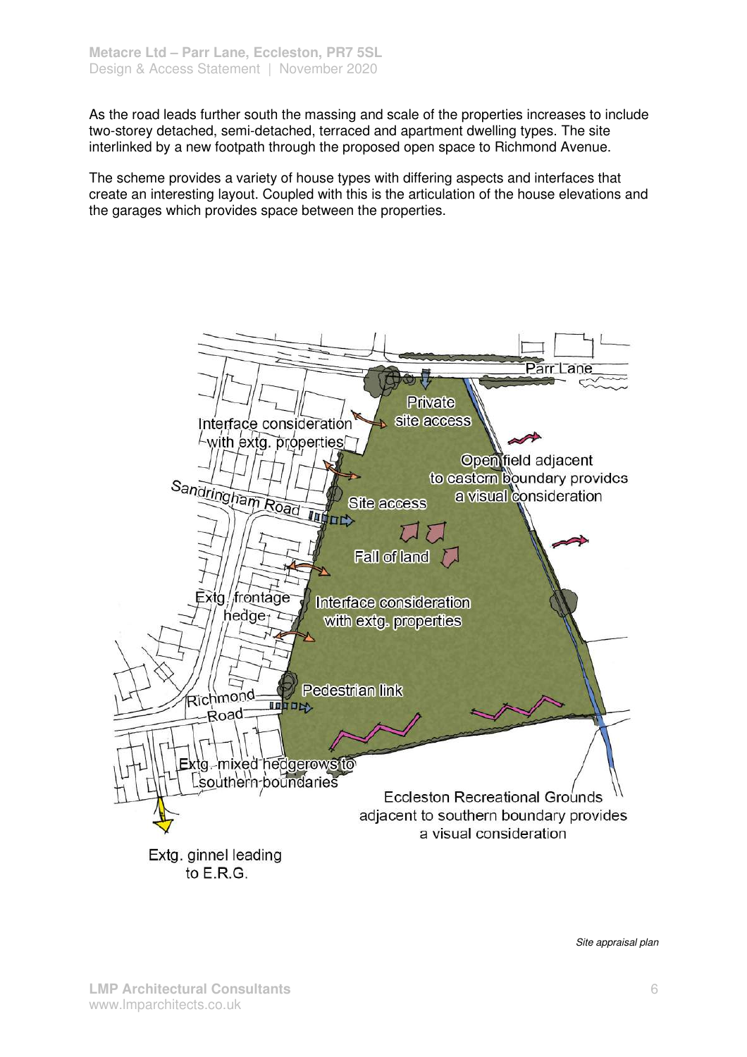As the road leads further south the massing and scale of the properties increases to include two-storey detached, semi-detached, terraced and apartment dwelling types. The site interlinked by a new footpath through the proposed open space to Richmond Avenue.

The scheme provides a variety of house types with differing aspects and interfaces that create an interesting layout. Coupled with this is the articulation of the house elevations and the garages which provides space between the properties.

Parr Lane

Private site access

Interface consideration with extg. properties

Open field adjacent to eastern boundary provides a visual consideration

Sandringham Road

Site access

Fall of land

Extg. frontage hedge

Interface consideration with extg. properties

Pedestrian link

Richmond Road

Extg. mixed hedgerows to southern boundaries

Eccleston Recreational Grounds adjacent to southern boundary provides a visual consideration

Extg. ginnel leading to E.R.G.

*Site appraisal plan*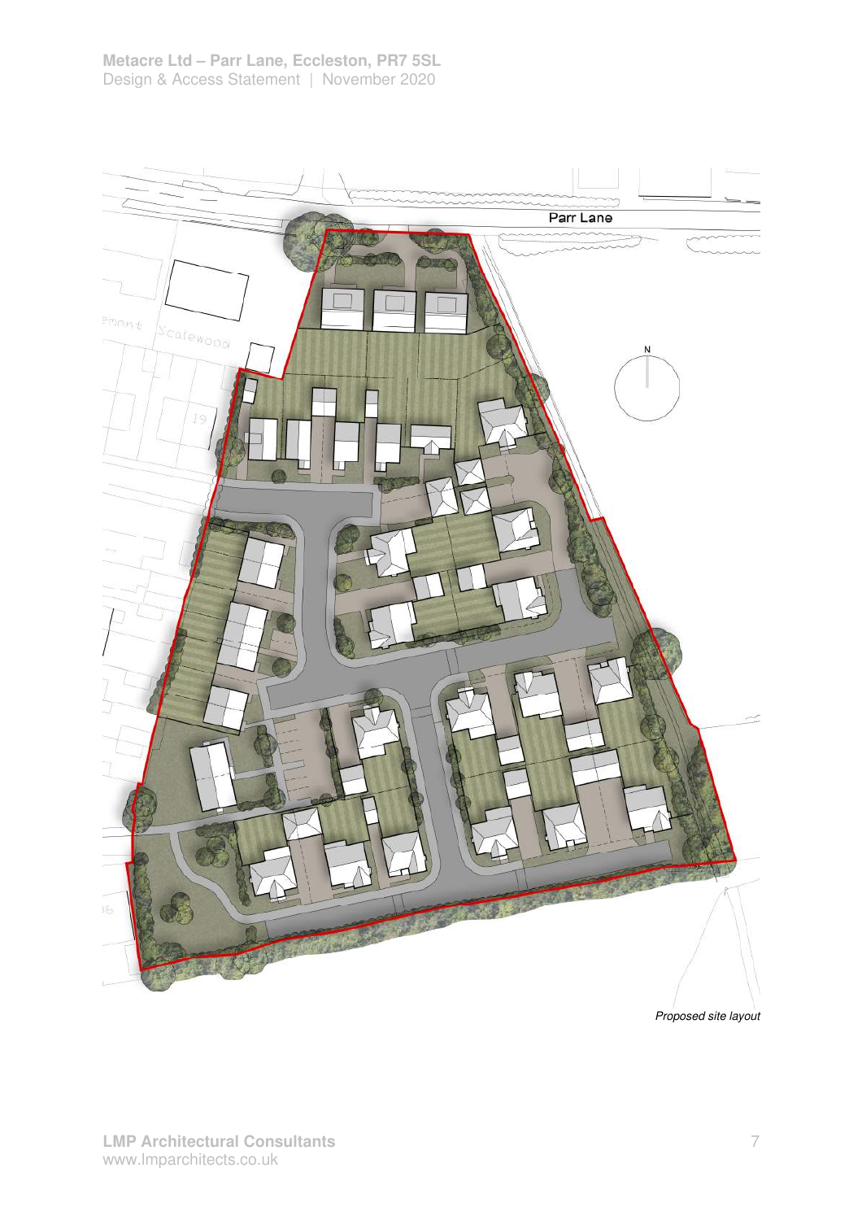*Proposed site layout*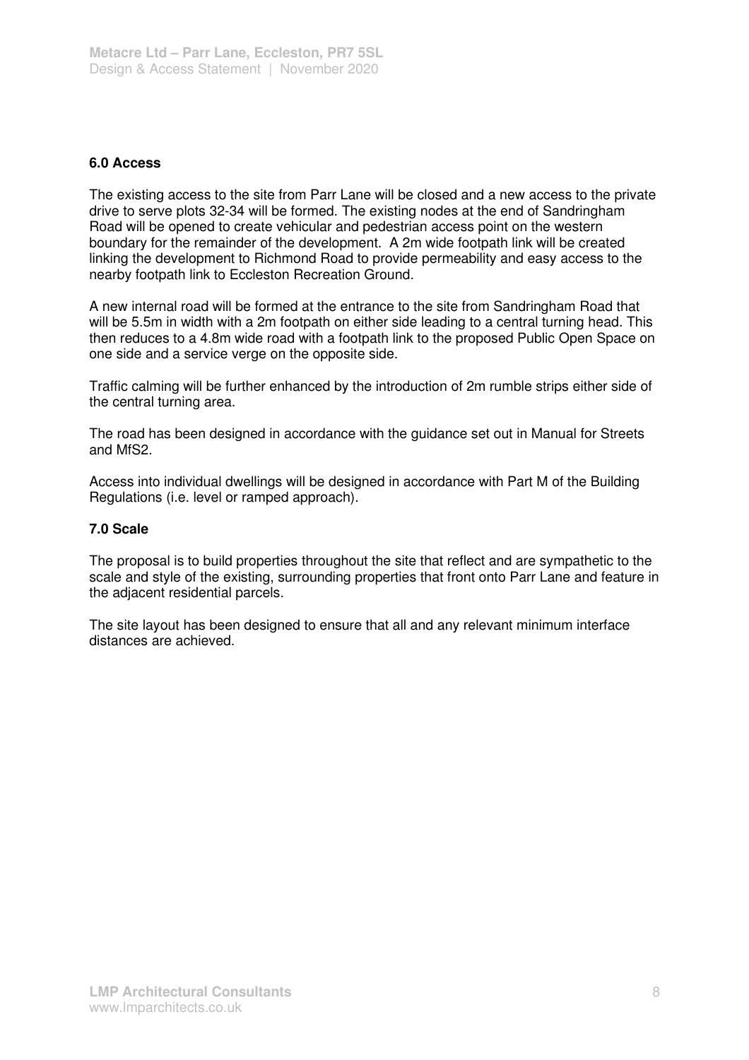## 6.0 Access

The existing access to the site from Parr Lane will be closed and a new access to the private drive to serve plots 32-34 will be formed. The existing nodes at the end of Sandringham Road will be opened to create vehicular and pedestrian access point on the western boundary for the remainder of the development. A 2m wide footpath link will be created linking the development to Richmond Road to provide permeability and easy access to the nearby footpath link to Eccleston Recreation Ground.

A new internal road will be formed at the entrance to the site from Sandringham Road that will be 5.5m in width with a 2m footpath on either side leading to a central turning head. This then reduces to a 4.8m wide road with a footpath link to the proposed Public Open Space on one side and a service verge on the opposite side.

Traffic calming will be further enhanced by the introduction of 2m rumble strips either side of the central turning area.

The road has been designed in accordance with the guidance set out in Manual for Streets and MfS2.

Access into individual dwellings will be designed in accordance with Part M of the Building Regulations (i.e. level or ramped approach).

## 7.0 Scale

The proposal is to build properties throughout the site that reflect and are sympathetic to the scale and style of the existing, surrounding properties that front onto Parr Lane and feature in the adjacent residential parcels.

The site layout has been designed to ensure that all and any relevant minimum interface distances are achieved.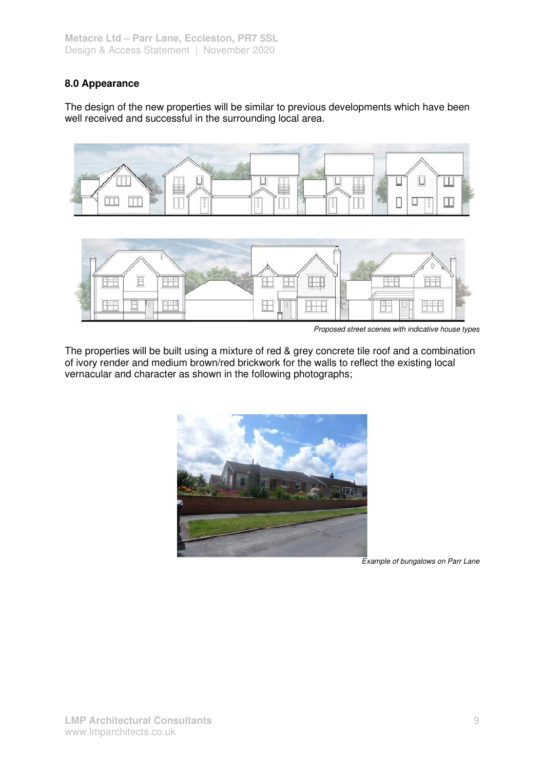## 8.0 Appearance

The design of the new properties will be similar to previous developments which have been well received and successful in the surrounding local area.

*Proposed street scenes with indicative house types*

The properties will be built using a mixture of red & grey concrete tile roof and a combination of ivory render and medium brown/red brickwork for the walls to reflect the existing local vernacular and character as shown in the following photographs;

*Example of bungalows on Parr Lane*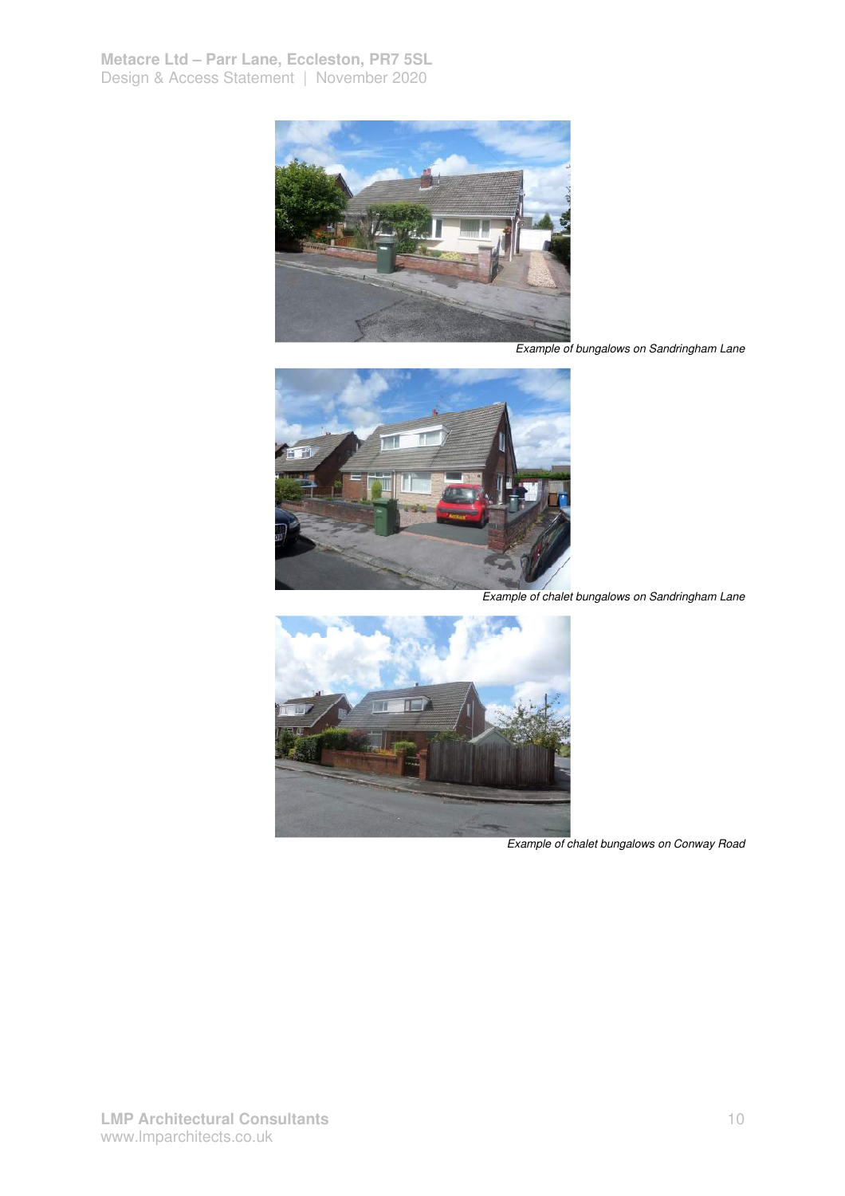*Example of bungalows on Sandringham Lane*

*Example of chalet bungalows on Sandringham Lane*

*Example of chalet bungalows on Conway Road*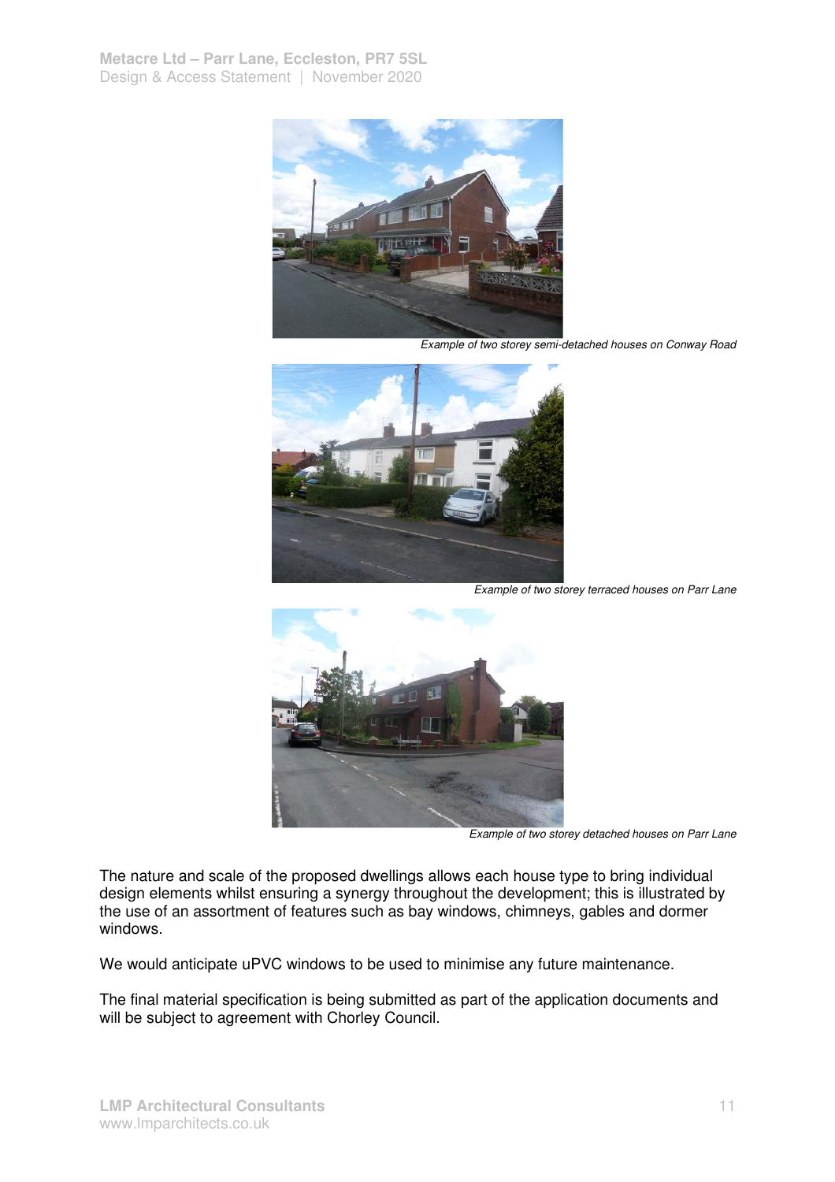*Example of two storey semi-detached houses on Conway Road*

*Example of two storey terraced houses on Parr Lane*

*Example of two storey detached houses on Parr Lane*

The nature and scale of the proposed dwellings allows each house type to bring individual design elements whilst ensuring a synergy throughout the development; this is illustrated by the use of an assortment of features such as bay windows, chimneys, gables and dormer windows.

We would anticipate uPVC windows to be used to minimise any future maintenance.

The final material specification is being submitted as part of the application documents and will be subject to agreement with Chorley Council.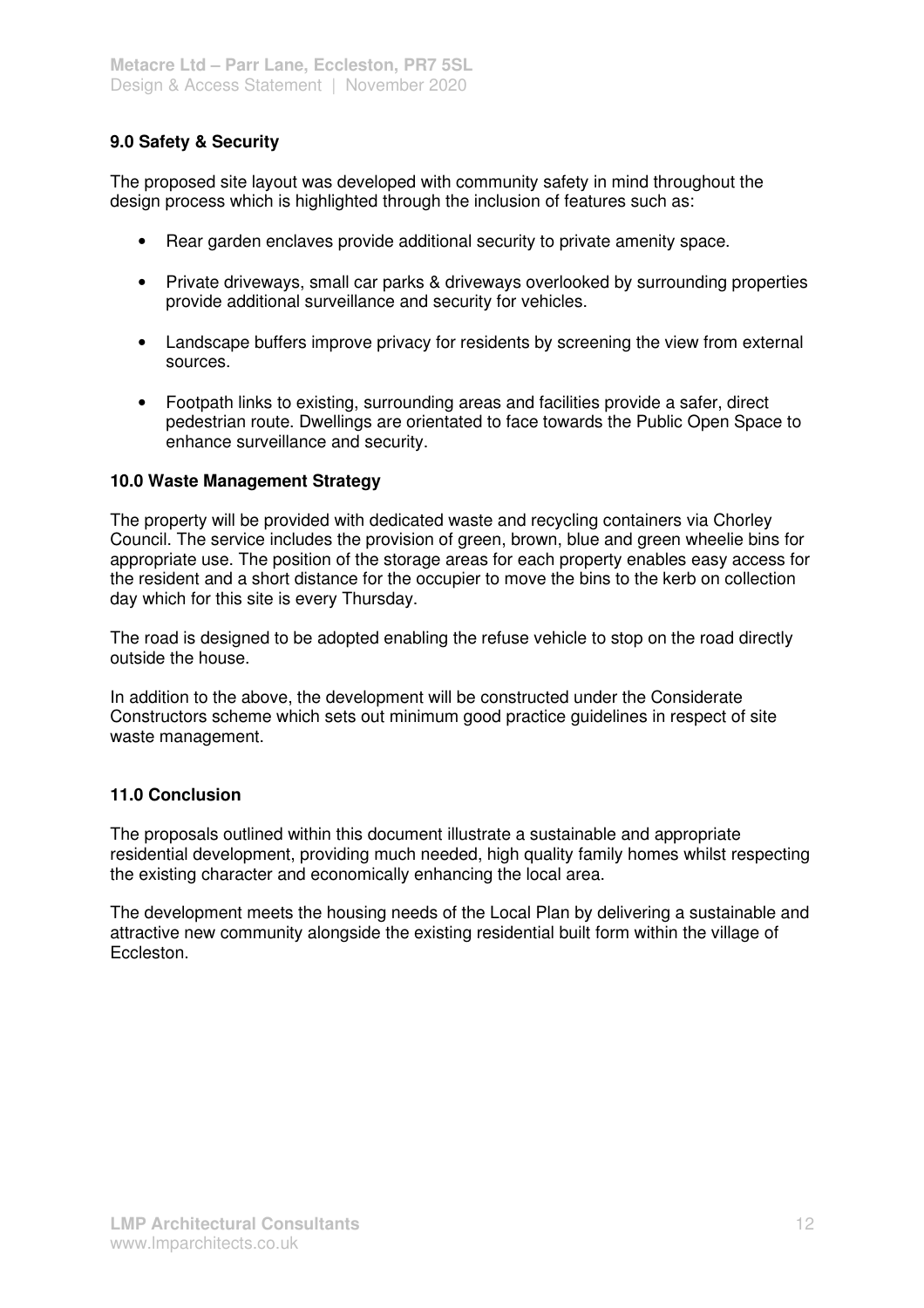## 9.0 Safety & Security

The proposed site layout was developed with community safety in mind throughout the design process which is highlighted through the inclusion of features such as:

- Rear garden enclaves provide additional security to private amenity space.
- Private driveways, small car parks & driveways overlooked by surrounding properties provide additional surveillance and security for vehicles.
- Landscape buffers improve privacy for residents by screening the view from external sources.
- Footpath links to existing, surrounding areas and facilities provide a safer, direct pedestrian route. Dwellings are orientated to face towards the Public Open Space to enhance surveillance and security.

## 10.0 Waste Management Strategy

The property will be provided with dedicated waste and recycling containers via Chorley Council. The service includes the provision of green, brown, blue and green wheelie bins for appropriate use. The position of the storage areas for each property enables easy access for the resident and a short distance for the occupier to move the bins to the kerb on collection day which for this site is every Thursday.

The road is designed to be adopted enabling the refuse vehicle to stop on the road directly outside the house.

In addition to the above, the development will be constructed under the Considerate Constructors scheme which sets out minimum good practice guidelines in respect of site waste management.

## 11.0 Conclusion

The proposals outlined within this document illustrate a sustainable and appropriate residential development, providing much needed, high quality family homes whilst respecting the existing character and economically enhancing the local area.

The development meets the housing needs of the Local Plan by delivering a sustainable and attractive new community alongside the existing residential built form within the village of Eccleston.